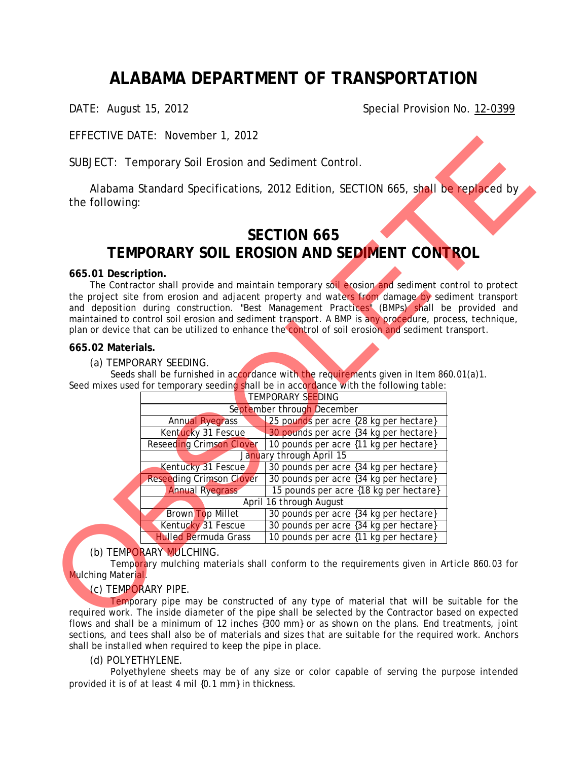# ALABAMA DEPARTMENT OF TRANSPORTATION

DATE: August 15, 2012 Special Provision No. 12-0399

EFFECTIVE DATE: November 1, 2012

SUBJECT: Temporary Soil Erosion and Sediment Control.

Alabama Standard Specifications, 2012 Edition, SECTION 665, shall be replaced by the following:

# SECTION 665
# TEMPORARY SOIL EROSION AND SEDIMENT CONTROL

**665.01 Description.**

The Contractor shall provide and maintain temporary soil erosion and sediment control to protect the project site from erosion and adjacent property and waters from damage by sediment transport and deposition during construction. "Best Management Practices" (BMPs) shall be provided and maintained to control soil erosion and sediment transport. A BMP is any procedure, process, technique, plan or device that can be utilized to enhance the control of soil erosion and sediment transport.

**665.02 Materials.**

(a) TEMPORARY SEEDING.

Seeds shall be furnished in accordance with the requirements given in Item 860.01(a)1. Seed mixes used for temporary seeding shall be in accordance with the following table:

| TEMPORARY SEEDING | |
|---|---|
| September through December | |
| Annual Ryegrass | 25 pounds per acre {28 kg per hectare} |
| Kentucky 31 Fescue | 30 pounds per acre {34 kg per hectare} |
| Reseeding Crimson Clover | 10 pounds per acre {11 kg per hectare} |
| January through April 15 | |
| Kentucky 31 Fescue | 30 pounds per acre {34 kg per hectare} |
| Reseeding Crimson Clover | 30 pounds per acre {34 kg per hectare} |
| Annual Ryegrass | 15 pounds per acre {18 kg per hectare} |
| April 16 through August | |
| Brown Top Millet | 30 pounds per acre {34 kg per hectare} |
| Kentucky 31 Fescue | 30 pounds per acre {34 kg per hectare} |
| Hulled Bermuda Grass | 10 pounds per acre {11 kg per hectare} |

(b) TEMPORARY MULCHING.

Temporary mulching materials shall conform to the requirements given in Article 860.03 for Mulching Material.

(c) TEMPORARY PIPE.

Temporary pipe may be constructed of any type of material that will be suitable for the required work. The inside diameter of the pipe shall be selected by the Contractor based on expected flows and shall be a minimum of 12 inches {300 mm} or as shown on the plans. End treatments, joint sections, and tees shall also be of materials and sizes that are suitable for the required work. Anchors shall be installed when required to keep the pipe in place.

(d) POLYETHYLENE.

Polyethylene sheets may be of any size or color capable of serving the purpose intended provided it is of at least 4 mil {0.1 mm} in thickness.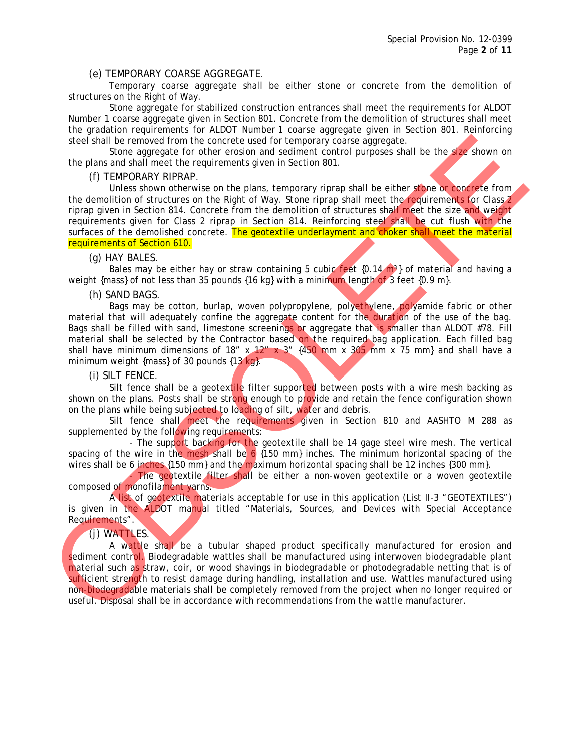(e) TEMPORARY COARSE AGGREGATE.

Temporary coarse aggregate shall be either stone or concrete from the demolition of structures on the Right of Way.

Stone aggregate for stabilized construction entrances shall meet the requirements for ALDOT Number 1 coarse aggregate given in Section 801. Concrete from the demolition of structures shall meet the gradation requirements for ALDOT Number 1 coarse aggregate given in Section 801. Reinforcing steel shall be removed from the concrete used for temporary coarse aggregate.

Stone aggregate for other erosion and sediment control purposes shall be the size shown on the plans and shall meet the requirements given in Section 801.

(f) TEMPORARY RIPRAP.

Unless shown otherwise on the plans, temporary riprap shall be either stone or concrete from the demolition of structures on the Right of Way. Stone riprap shall meet the requirements for Class 2 riprap given in Section 814. Concrete from the demolition of structures shall meet the size and weight requirements given for Class 2 riprap in Section 814. Reinforcing steel shall be cut flush with the surfaces of the demolished concrete. The geotextile underlayment and choker shall meet the material requirements of Section 610.

(g) HAY BALES.

Bales may be either hay or straw containing 5 cubic feet {0.14 m³} of material and having a weight {mass} of not less than 35 pounds {16 kg} with a minimum length of 3 feet {0.9 m}.

(h) SAND BAGS.

Bags may be cotton, burlap, woven polypropylene, polyethylene, polyamide fabric or other material that will adequately confine the aggregate content for the duration of the use of the bag. Bags shall be filled with sand, limestone screenings or aggregate that is smaller than ALDOT #78. Fill material shall be selected by the Contractor based on the required bag application. Each filled bag shall have minimum dimensions of 18" x 12" x 3" {450 mm x 305 mm x 75 mm} and shall have a minimum weight {mass} of 30 pounds {13 kg}.

(i) SILT FENCE.

Silt fence shall be a geotextile filter supported between posts with a wire mesh backing as shown on the plans. Posts shall be strong enough to provide and retain the fence configuration shown on the plans while being subjected to loading of silt, water and debris.

Silt fence shall meet the requirements given in Section 810 and AASHTO M 288 as supplemented by the following requirements:

- The support backing for the geotextile shall be 14 gage steel wire mesh. The vertical spacing of the wire in the mesh shall be 6 {150 mm} inches. The minimum horizontal spacing of the wires shall be 6 inches {150 mm} and the maximum horizontal spacing shall be 12 inches {300 mm}.
- The geotextile filter shall be either a non-woven geotextile or a woven geotextile composed of monofilament yarns.

A list of geotextile materials acceptable for use in this application (List II-3 "GEOTEXTILES") is given in the ALDOT manual titled "Materials, Sources, and Devices with Special Acceptance Requirements".

(j) WATTLES.

A wattle shall be a tubular shaped product specifically manufactured for erosion and sediment control. Biodegradable wattles shall be manufactured using interwoven biodegradable plant material such as straw, coir, or wood shavings in biodegradable or photodegradable netting that is of sufficient strength to resist damage during handling, installation and use. Wattles manufactured using non-biodegradable materials shall be completely removed from the project when no longer required or useful. Disposal shall be in accordance with recommendations from the wattle manufacturer.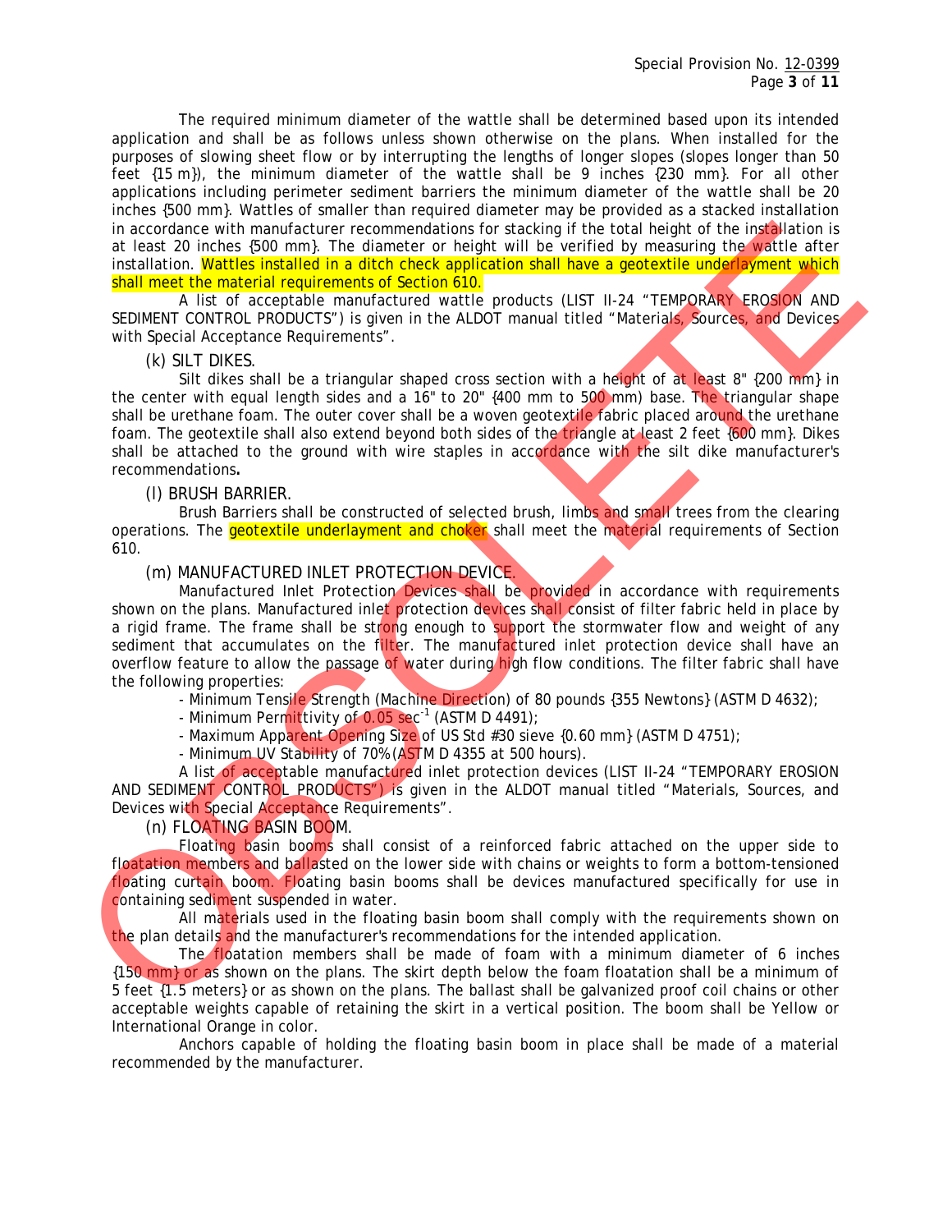The required minimum diameter of the wattle shall be determined based upon its intended application and shall be as follows unless shown otherwise on the plans. When installed for the purposes of slowing sheet flow or by interrupting the lengths of longer slopes (slopes longer than 50 feet {15 m}), the minimum diameter of the wattle shall be 9 inches {230 mm}. For all other applications including perimeter sediment barriers the minimum diameter of the wattle shall be 20 inches {500 mm}. Wattles of smaller than required diameter may be provided as a stacked installation in accordance with manufacturer recommendations for stacking if the total height of the installation is at least 20 inches {500 mm}. The diameter or height will be verified by measuring the wattle after installation. Wattles installed in a ditch check application shall have a geotextile underlayment which shall meet the material requirements of Section 610.

A list of acceptable manufactured wattle products (LIST II-24 "TEMPORARY EROSION AND SEDIMENT CONTROL PRODUCTS") is given in the ALDOT manual titled "Materials, Sources, and Devices with Special Acceptance Requirements".

(k) SILT DIKES.

Silt dikes shall be a triangular shaped cross section with a height of at least 8" {200 mm} in the center with equal length sides and a 16" to 20" {400 mm to 500 mm) base. The triangular shape shall be urethane foam. The outer cover shall be a woven geotextile fabric placed around the urethane foam. The geotextile shall also extend beyond both sides of the triangle at least 2 feet {600 mm}. Dikes shall be attached to the ground with wire staples in accordance with the silt dike manufacturer's recommendations**.**

(l) BRUSH BARRIER.

Brush Barriers shall be constructed of selected brush, limbs and small trees from the clearing operations. The geotextile underlayment and choker shall meet the material requirements of Section 610.

(m) MANUFACTURED INLET PROTECTION DEVICE.

Manufactured Inlet Protection Devices shall be provided in accordance with requirements shown on the plans. Manufactured inlet protection devices shall consist of filter fabric held in place by a rigid frame. The frame shall be strong enough to support the stormwater flow and weight of any sediment that accumulates on the filter. The manufactured inlet protection device shall have an overflow feature to allow the passage of water during high flow conditions. The filter fabric shall have the following properties:

- Minimum Tensile Strength (Machine Direction) of 80 pounds {355 Newtons} (ASTM D 4632);
- Minimum Permittivity of 0.05 $sec^{-1}$ (ASTM D 4491);
- Maximum Apparent Opening Size of US Std #30 sieve {0.60 mm} (ASTM D 4751);
- Minimum UV Stability of 70% (ASTM D 4355 at 500 hours).

A list of acceptable manufactured inlet protection devices (LIST II-24 "TEMPORARY EROSION AND SEDIMENT CONTROL PRODUCTS") is given in the ALDOT manual titled "Materials, Sources, and Devices with Special Acceptance Requirements".

(n) FLOATING BASIN BOOM.

Floating basin booms shall consist of a reinforced fabric attached on the upper side to floatation members and ballasted on the lower side with chains or weights to form a bottom-tensioned floating curtain boom. Floating basin booms shall be devices manufactured specifically for use in containing sediment suspended in water.

All materials used in the floating basin boom shall comply with the requirements shown on the plan details and the manufacturer's recommendations for the intended application.

The floatation members shall be made of foam with a minimum diameter of 6 inches {150 mm} or as shown on the plans. The skirt depth below the foam floatation shall be a minimum of 5 feet {1.5 meters} or as shown on the plans. The ballast shall be galvanized proof coil chains or other acceptable weights capable of retaining the skirt in a vertical position. The boom shall be Yellow or International Orange in color.

Anchors capable of holding the floating basin boom in place shall be made of a material recommended by the manufacturer.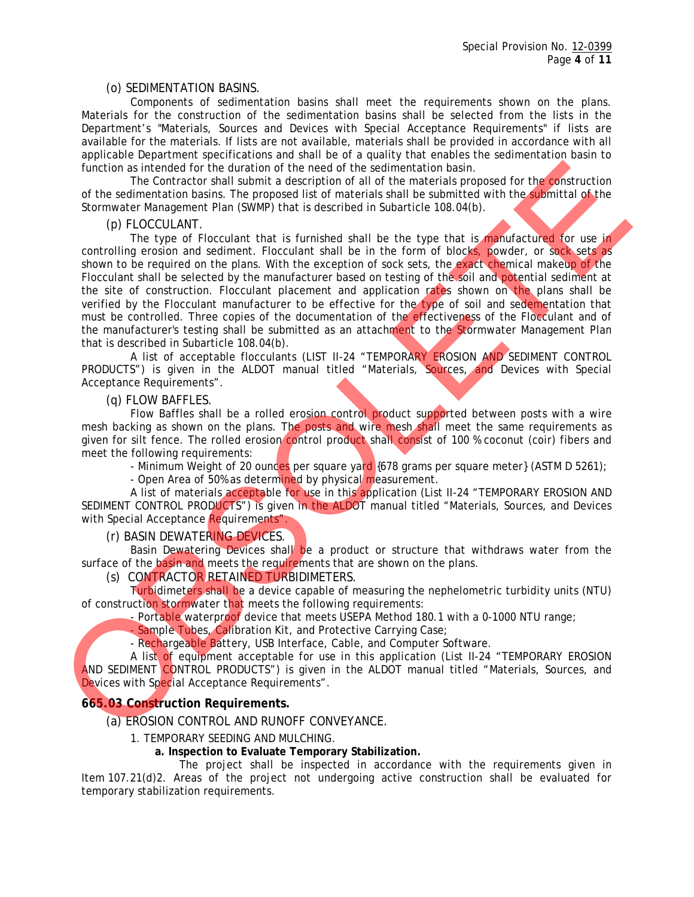(o) SEDIMENTATION BASINS.

Components of sedimentation basins shall meet the requirements shown on the plans. Materials for the construction of the sedimentation basins shall be selected from the lists in the Department's "Materials, Sources and Devices with Special Acceptance Requirements" if lists are available for the materials. If lists are not available, materials shall be provided in accordance with all applicable Department specifications and shall be of a quality that enables the sedimentation basin to function as intended for the duration of the need of the sedimentation basin.

The Contractor shall submit a description of all of the materials proposed for the construction of the sedimentation basins. The proposed list of materials shall be submitted with the submittal of the Stormwater Management Plan (SWMP) that is described in Subarticle 108.04(b).

(p) FLOCCULANT.

The type of Flocculant that is furnished shall be the type that is manufactured for use in controlling erosion and sediment. Flocculant shall be in the form of blocks, powder, or sock sets as shown to be required on the plans. With the exception of sock sets, the exact chemical makeup of the Flocculant shall be selected by the manufacturer based on testing of the soil and potential sediment at the site of construction. Flocculant placement and application rates shown on the plans shall be verified by the Flocculant manufacturer to be effective for the type of soil and sedementation that must be controlled. Three copies of the documentation of the effectiveness of the Flocculant and of the manufacturer's testing shall be submitted as an attachment to the Stormwater Management Plan that is described in Subarticle 108.04(b).

A list of acceptable flocculants (LIST II-24 "TEMPORARY EROSION AND SEDIMENT CONTROL PRODUCTS") is given in the ALDOT manual titled "Materials, Sources, and Devices with Special Acceptance Requirements".

(q) FLOW BAFFLES.

Flow Baffles shall be a rolled erosion control product supported between posts with a wire mesh backing as shown on the plans. The posts and wire mesh shall meet the same requirements as given for silt fence. The rolled erosion control product shall consist of 100 % coconut (coir) fibers and meet the following requirements:

- Minimum Weight of 20 ounces per square yard {678 grams per square meter} (ASTM D 5261);
- Open Area of 50% as determined by physical measurement.

A list of materials acceptable for use in this application (List II-24 "TEMPORARY EROSION AND SEDIMENT CONTROL PRODUCTS") is given in the ALDOT manual titled "Materials, Sources, and Devices with Special Acceptance Requirements".

(r) BASIN DEWATERING DEVICES.

Basin Dewatering Devices shall be a product or structure that withdraws water from the surface of the basin and meets the requirements that are shown on the plans.

(s) CONTRACTOR RETAINED TURBIDIMETERS.

Turbidimeters shall be a device capable of measuring the nephelometric turbidity units (NTU) of construction stormwater that meets the following requirements:

- Portable waterproof device that meets USEPA Method 180.1 with a 0-1000 NTU range;
- Sample Tubes, Calibration Kit, and Protective Carrying Case;
- Rechargeable Battery, USB Interface, Cable, and Computer Software.

A list of equipment acceptable for use in this application (List II-24 "TEMPORARY EROSION AND SEDIMENT CONTROL PRODUCTS") is given in the ALDOT manual titled "Materials, Sources, and Devices with Special Acceptance Requirements".

**665.03 Construction Requirements.**

(a) EROSION CONTROL AND RUNOFF CONVEYANCE.

1. TEMPORARY SEEDING AND MULCHING.

**a. Inspection to Evaluate Temporary Stabilization.**

The project shall be inspected in accordance with the requirements given in Item 107.21(d)2. Areas of the project not undergoing active construction shall be evaluated for temporary stabilization requirements.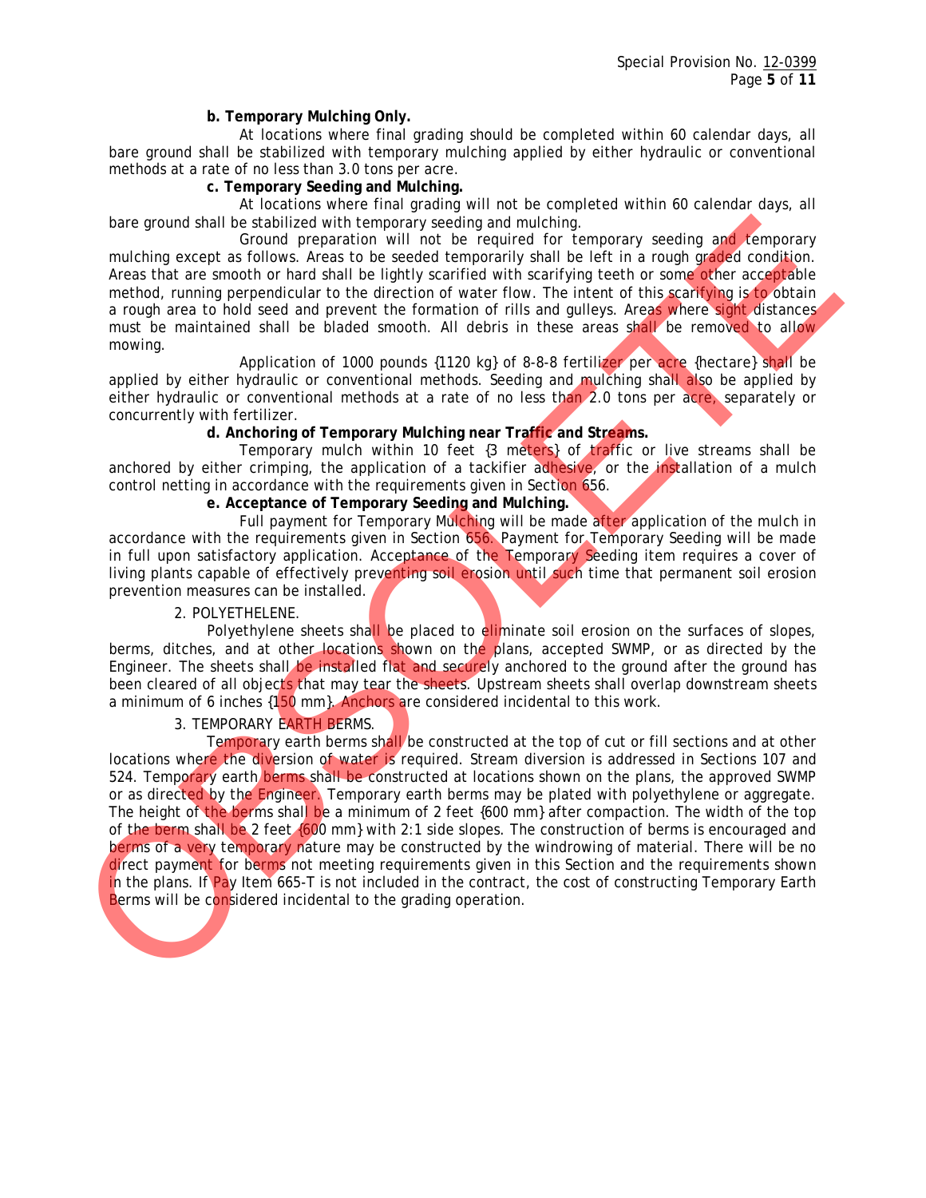**b. Temporary Mulching Only.**

At locations where final grading should be completed within 60 calendar days, all bare ground shall be stabilized with temporary mulching applied by either hydraulic or conventional methods at a rate of no less than 3.0 tons per acre.

**c. Temporary Seeding and Mulching.**

At locations where final grading will not be completed within 60 calendar days, all bare ground shall be stabilized with temporary seeding and mulching.

Ground preparation will not be required for temporary seeding and temporary mulching except as follows. Areas to be seeded temporarily shall be left in a rough graded condition. Areas that are smooth or hard shall be lightly scarified with scarifying teeth or some other acceptable method, running perpendicular to the direction of water flow. The intent of this scarifying is to obtain a rough area to hold seed and prevent the formation of rills and gulleys. Areas where sight distances must be maintained shall be bladed smooth. All debris in these areas shall be removed to allow mowing.

Application of 1000 pounds {1120 kg} of 8-8-8 fertilizer per acre {hectare} shall be applied by either hydraulic or conventional methods. Seeding and mulching shall also be applied by either hydraulic or conventional methods at a rate of no less than 2.0 tons per acre, separately or concurrently with fertilizer.

**d. Anchoring of Temporary Mulching near Traffic and Streams.**

Temporary mulch within 10 feet {3 meters} of traffic or live streams shall be anchored by either crimping, the application of a tackifier adhesive, or the installation of a mulch control netting in accordance with the requirements given in Section 656.

**e. Acceptance of Temporary Seeding and Mulching.**

Full payment for Temporary Mulching will be made after application of the mulch in accordance with the requirements given in Section 656. Payment for Temporary Seeding will be made in full upon satisfactory application. Acceptance of the Temporary Seeding item requires a cover of living plants capable of effectively preventing soil erosion until such time that permanent soil erosion prevention measures can be installed.

2. POLYETHELENE.

Polyethylene sheets shall be placed to eliminate soil erosion on the surfaces of slopes, berms, ditches, and at other locations shown on the plans, accepted SWMP, or as directed by the Engineer. The sheets shall be installed flat and securely anchored to the ground after the ground has been cleared of all objects that may tear the sheets. Upstream sheets shall overlap downstream sheets a minimum of 6 inches {150 mm}. Anchors are considered incidental to this work.

3. TEMPORARY EARTH BERMS.

Temporary earth berms shall be constructed at the top of cut or fill sections and at other locations where the diversion of water is required. Stream diversion is addressed in Sections 107 and 524. Temporary earth berms shall be constructed at locations shown on the plans, the approved SWMP or as directed by the Engineer. Temporary earth berms may be plated with polyethylene or aggregate. The height of the berms shall be a minimum of 2 feet {600 mm} after compaction. The width of the top of the berm shall be 2 feet {600 mm} with 2:1 side slopes. The construction of berms is encouraged and berms of a very temporary nature may be constructed by the windrowing of material. There will be no direct payment for berms not meeting requirements given in this Section and the requirements shown in the plans. If Pay Item 665-T is not included in the contract, the cost of constructing Temporary Earth Berms will be considered incidental to the grading operation.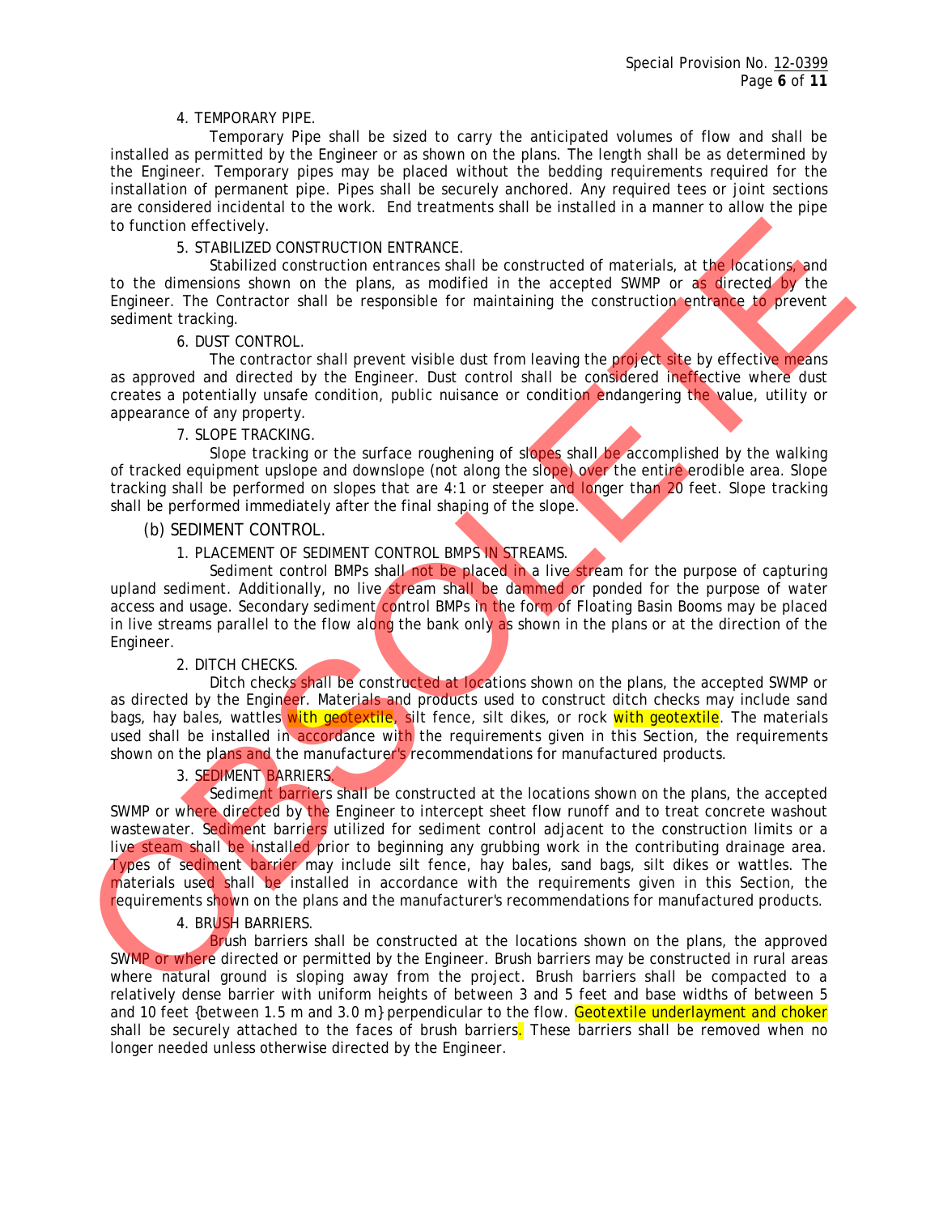4. TEMPORARY PIPE.

Temporary Pipe shall be sized to carry the anticipated volumes of flow and shall be installed as permitted by the Engineer or as shown on the plans. The length shall be as determined by the Engineer. Temporary pipes may be placed without the bedding requirements required for the installation of permanent pipe. Pipes shall be securely anchored. Any required tees or joint sections are considered incidental to the work. End treatments shall be installed in a manner to allow the pipe to function effectively.

5. STABILIZED CONSTRUCTION ENTRANCE.

Stabilized construction entrances shall be constructed of materials, at the locations, and to the dimensions shown on the plans, as modified in the accepted SWMP or as directed by the Engineer. The Contractor shall be responsible for maintaining the construction entrance to prevent sediment tracking.

6. DUST CONTROL.

The contractor shall prevent visible dust from leaving the project site by effective means as approved and directed by the Engineer. Dust control shall be considered ineffective where dust creates a potentially unsafe condition, public nuisance or condition endangering the value, utility or appearance of any property.

7. SLOPE TRACKING.

Slope tracking or the surface roughening of slopes shall be accomplished by the walking of tracked equipment upslope and downslope (not along the slope) over the entire erodible area. Slope tracking shall be performed on slopes that are 4:1 or steeper and longer than 20 feet. Slope tracking shall be performed immediately after the final shaping of the slope.

(b) SEDIMENT CONTROL.

1. PLACEMENT OF SEDIMENT CONTROL BMPS IN STREAMS.

Sediment control BMPs shall not be placed in a live stream for the purpose of capturing upland sediment. Additionally, no live stream shall be dammed or ponded for the purpose of water access and usage. Secondary sediment control BMPs in the form of Floating Basin Booms may be placed in live streams parallel to the flow along the bank only as shown in the plans or at the direction of the Engineer.

2. DITCH CHECKS.

Ditch checks shall be constructed at locations shown on the plans, the accepted SWMP or as directed by the Engineer. Materials and products used to construct ditch checks may include sand bags, hay bales, wattles with geotextile, silt fence, silt dikes, or rock with geotextile. The materials used shall be installed in accordance with the requirements given in this Section, the requirements shown on the plans and the manufacturer's recommendations for manufactured products.

3. SEDIMENT BARRIERS.

Sediment barriers shall be constructed at the locations shown on the plans, the accepted SWMP or where directed by the Engineer to intercept sheet flow runoff and to treat concrete washout wastewater. Sediment barriers utilized for sediment control adjacent to the construction limits or a live steam shall be installed prior to beginning any grubbing work in the contributing drainage area. Types of sediment barrier may include silt fence, hay bales, sand bags, silt dikes or wattles. The materials used shall be installed in accordance with the requirements given in this Section, the requirements shown on the plans and the manufacturer's recommendations for manufactured products.

4. BRUSH BARRIERS.

Brush barriers shall be constructed at the locations shown on the plans, the approved SWMP or where directed or permitted by the Engineer. Brush barriers may be constructed in rural areas where natural ground is sloping away from the project. Brush barriers shall be compacted to a relatively dense barrier with uniform heights of between 3 and 5 feet and base widths of between 5 and 10 feet {between 1.5 m and 3.0 m} perpendicular to the flow. Geotextile underlayment and choker shall be securely attached to the faces of brush barriers. These barriers shall be removed when no longer needed unless otherwise directed by the Engineer.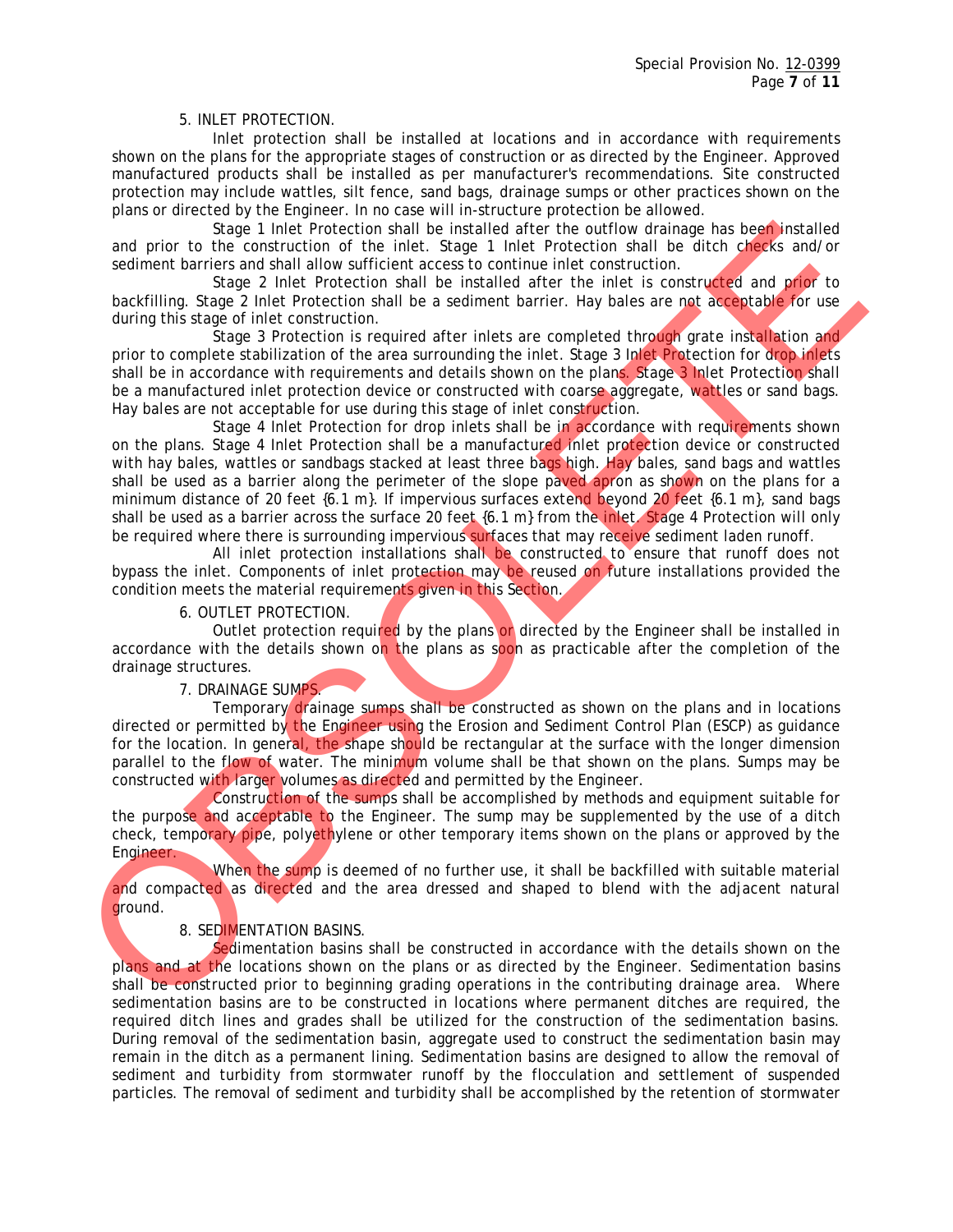5. INLET PROTECTION.

Inlet protection shall be installed at locations and in accordance with requirements shown on the plans for the appropriate stages of construction or as directed by the Engineer. Approved manufactured products shall be installed as per manufacturer's recommendations. Site constructed protection may include wattles, silt fence, sand bags, drainage sumps or other practices shown on the plans or directed by the Engineer. In no case will in-structure protection be allowed.

Stage 1 Inlet Protection shall be installed after the outflow drainage has been installed and prior to the construction of the inlet. Stage 1 Inlet Protection shall be ditch checks and/or sediment barriers and shall allow sufficient access to continue inlet construction.

Stage 2 Inlet Protection shall be installed after the inlet is constructed and prior to backfilling. Stage 2 Inlet Protection shall be a sediment barrier. Hay bales are not acceptable for use during this stage of inlet construction.

Stage 3 Protection is required after inlets are completed through grate installation and prior to complete stabilization of the area surrounding the inlet. Stage 3 Inlet Protection for drop inlets shall be in accordance with requirements and details shown on the plans. Stage 3 Inlet Protection shall be a manufactured inlet protection device or constructed with coarse aggregate, wattles or sand bags. Hay bales are not acceptable for use during this stage of inlet construction.

Stage 4 Inlet Protection for drop inlets shall be in accordance with requirements shown on the plans. Stage 4 Inlet Protection shall be a manufactured inlet protection device or constructed with hay bales, wattles or sandbags stacked at least three bags high. Hay bales, sand bags and wattles shall be used as a barrier along the perimeter of the slope paved apron as shown on the plans for a minimum distance of 20 feet {6.1 m}. If impervious surfaces extend beyond 20 feet {6.1 m}, sand bags shall be used as a barrier across the surface 20 feet {6.1 m} from the inlet. Stage 4 Protection will only be required where there is surrounding impervious surfaces that may receive sediment laden runoff.

All inlet protection installations shall be constructed to ensure that runoff does not bypass the inlet. Components of inlet protection may be reused on future installations provided the condition meets the material requirements given in this Section.

6. OUTLET PROTECTION.

Outlet protection required by the plans or directed by the Engineer shall be installed in accordance with the details shown on the plans as soon as practicable after the completion of the drainage structures.

7. DRAINAGE SUMPS.

Temporary drainage sumps shall be constructed as shown on the plans and in locations directed or permitted by the Engineer using the Erosion and Sediment Control Plan (ESCP) as guidance for the location. In general, the shape should be rectangular at the surface with the longer dimension parallel to the flow of water. The minimum volume shall be that shown on the plans. Sumps may be constructed with larger volumes as directed and permitted by the Engineer.

Construction of the sumps shall be accomplished by methods and equipment suitable for the purpose and acceptable to the Engineer. The sump may be supplemented by the use of a ditch check, temporary pipe, polyethylene or other temporary items shown on the plans or approved by the Engineer.

When the sump is deemed of no further use, it shall be backfilled with suitable material and compacted as directed and the area dressed and shaped to blend with the adjacent natural ground.

8. SEDIMENTATION BASINS.

Sedimentation basins shall be constructed in accordance with the details shown on the plans and at the locations shown on the plans or as directed by the Engineer. Sedimentation basins shall be constructed prior to beginning grading operations in the contributing drainage area. Where sedimentation basins are to be constructed in locations where permanent ditches are required, the required ditch lines and grades shall be utilized for the construction of the sedimentation basins. During removal of the sedimentation basin, aggregate used to construct the sedimentation basin may remain in the ditch as a permanent lining. Sedimentation basins are designed to allow the removal of sediment and turbidity from stormwater runoff by the flocculation and settlement of suspended particles. The removal of sediment and turbidity shall be accomplished by the retention of stormwater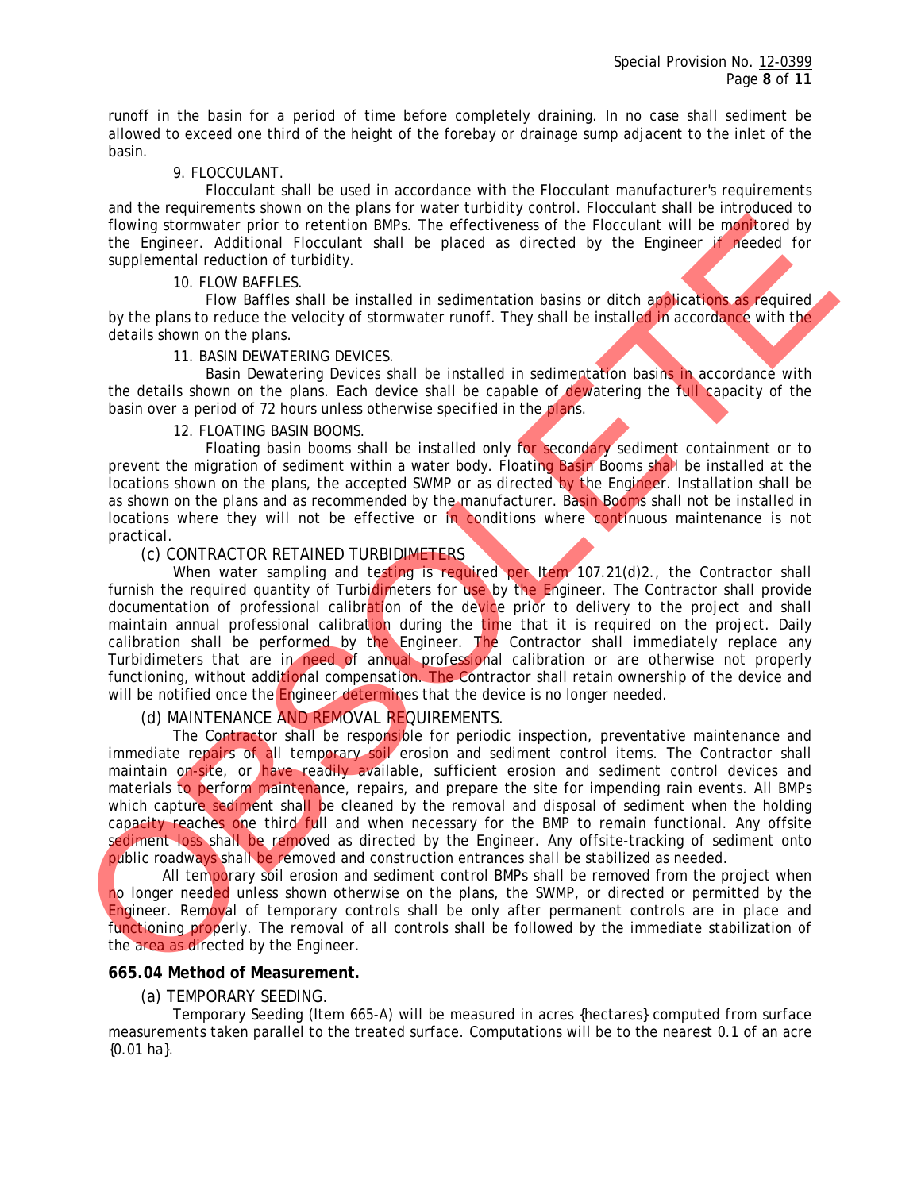runoff in the basin for a period of time before completely draining. In no case shall sediment be allowed to exceed one third of the height of the forebay or drainage sump adjacent to the inlet of the basin.

9. FLOCCULANT.

Flocculant shall be used in accordance with the Flocculant manufacturer's requirements and the requirements shown on the plans for water turbidity control. Flocculant shall be introduced to flowing stormwater prior to retention BMPs. The effectiveness of the Flocculant will be monitored by the Engineer. Additional Flocculant shall be placed as directed by the Engineer if needed for supplemental reduction of turbidity.

10. FLOW BAFFLES.

Flow Baffles shall be installed in sedimentation basins or ditch applications as required by the plans to reduce the velocity of stormwater runoff. They shall be installed in accordance with the details shown on the plans.

11. BASIN DEWATERING DEVICES.

Basin Dewatering Devices shall be installed in sedimentation basins in accordance with the details shown on the plans. Each device shall be capable of dewatering the full capacity of the basin over a period of 72 hours unless otherwise specified in the plans.

12. FLOATING BASIN BOOMS.

Floating basin booms shall be installed only for secondary sediment containment or to prevent the migration of sediment within a water body. Floating Basin Booms shall be installed at the locations shown on the plans, the accepted SWMP or as directed by the Engineer. Installation shall be as shown on the plans and as recommended by the manufacturer. Basin Booms shall not be installed in locations where they will not be effective or in conditions where continuous maintenance is not practical.

(c) CONTRACTOR RETAINED TURBIDIMETERS

When water sampling and testing is required per Item 107.21(d)2., the Contractor shall furnish the required quantity of Turbidimeters for use by the Engineer. The Contractor shall provide documentation of professional calibration of the device prior to delivery to the project and shall maintain annual professional calibration during the time that it is required on the project. Daily calibration shall be performed by the Engineer. The Contractor shall immediately replace any Turbidimeters that are in need of annual professional calibration or are otherwise not properly functioning, without additional compensation. The Contractor shall retain ownership of the device and will be notified once the Engineer determines that the device is no longer needed.

(d) MAINTENANCE AND REMOVAL REQUIREMENTS.

The Contractor shall be responsible for periodic inspection, preventative maintenance and immediate repairs of all temporary soil erosion and sediment control items. The Contractor shall maintain on-site, or have readily available, sufficient erosion and sediment control devices and materials to perform maintenance, repairs, and prepare the site for impending rain events. All BMPs which capture sediment shall be cleaned by the removal and disposal of sediment when the holding capacity reaches one third full and when necessary for the BMP to remain functional. Any offsite sediment loss shall be removed as directed by the Engineer. Any offsite-tracking of sediment onto public roadways shall be removed and construction entrances shall be stabilized as needed.

All temporary soil erosion and sediment control BMPs shall be removed from the project when no longer needed unless shown otherwise on the plans, the SWMP, or directed or permitted by the Engineer. Removal of temporary controls shall be only after permanent controls are in place and functioning properly. The removal of all controls shall be followed by the immediate stabilization of the area as directed by the Engineer.

**665.04 Method of Measurement.**

(a) TEMPORARY SEEDING.

Temporary Seeding (Item 665-A) will be measured in acres {hectares} computed from surface measurements taken parallel to the treated surface. Computations will be to the nearest 0.1 of an acre {0.01 ha}.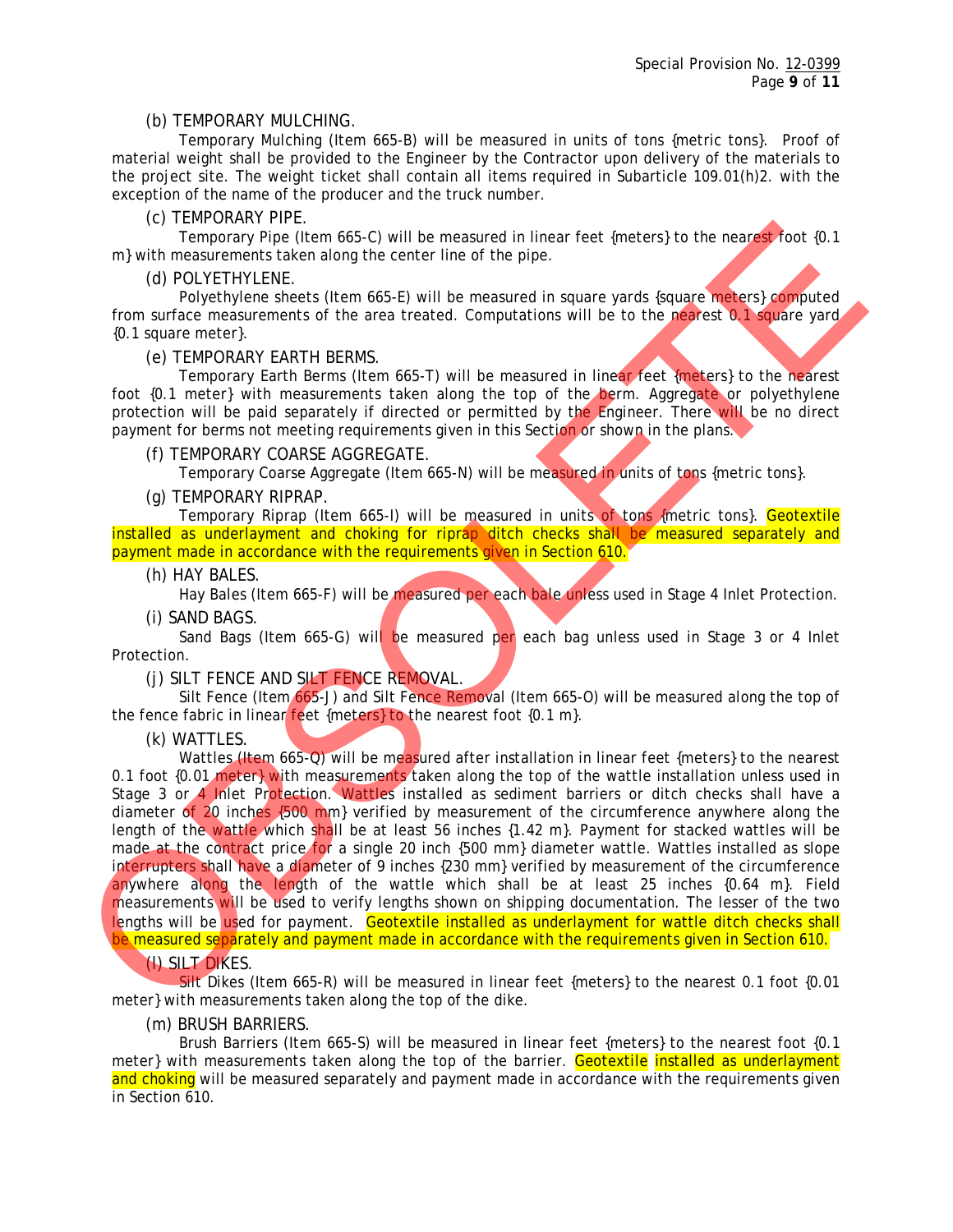(b) TEMPORARY MULCHING.

Temporary Mulching (Item 665-B) will be measured in units of tons {metric tons}. Proof of material weight shall be provided to the Engineer by the Contractor upon delivery of the materials to the project site. The weight ticket shall contain all items required in Subarticle 109.01(h)2. with the exception of the name of the producer and the truck number.

(c) TEMPORARY PIPE.

Temporary Pipe (Item 665-C) will be measured in linear feet {meters} to the nearest foot {0.1 m} with measurements taken along the center line of the pipe.

(d) POLYETHYLENE.

Polyethylene sheets (Item 665-E) will be measured in square yards {square meters} computed from surface measurements of the area treated. Computations will be to the nearest 0.1 square yard {0.1 square meter}.

(e) TEMPORARY EARTH BERMS.

Temporary Earth Berms (Item 665-T) will be measured in linear feet {meters} to the nearest foot {0.1 meter} with measurements taken along the top of the berm. Aggregate or polyethylene protection will be paid separately if directed or permitted by the Engineer. There will be no direct payment for berms not meeting requirements given in this Section or shown in the plans.

(f) TEMPORARY COARSE AGGREGATE.

Temporary Coarse Aggregate (Item 665-N) will be measured in units of tons {metric tons}.

(g) TEMPORARY RIPRAP.

Temporary Riprap (Item 665-I) will be measured in units of tons {metric tons}. Geotextile installed as underlayment and choking for riprap ditch checks shall be measured separately and payment made in accordance with the requirements given in Section 610.

(h) HAY BALES.

Hay Bales (Item 665-F) will be measured per each bale unless used in Stage 4 Inlet Protection.

(i) SAND BAGS.

Sand Bags (Item 665-G) will be measured per each bag unless used in Stage 3 or 4 Inlet Protection.

(j) SILT FENCE AND SILT FENCE REMOVAL.

Silt Fence (Item 665-J) and Silt Fence Removal (Item 665-O) will be measured along the top of the fence fabric in linear feet {meters} to the nearest foot {0.1 m}.

(k) WATTLES.

Wattles (Item 665-Q) will be measured after installation in linear feet {meters} to the nearest 0.1 foot {0.01 meter} with measurements taken along the top of the wattle installation unless used in Stage 3 or 4 Inlet Protection. Wattles installed as sediment barriers or ditch checks shall have a diameter of 20 inches {500 mm} verified by measurement of the circumference anywhere along the length of the wattle which shall be at least 56 inches {1.42 m}. Payment for stacked wattles will be made at the contract price for a single 20 inch {500 mm} diameter wattle. Wattles installed as slope interrupters shall have a diameter of 9 inches {230 mm} verified by measurement of the circumference anywhere along the length of the wattle which shall be at least 25 inches {0.64 m}. Field measurements will be used to verify lengths shown on shipping documentation. The lesser of the two lengths will be used for payment. Geotextile installed as underlayment for wattle ditch checks shall be measured separately and payment made in accordance with the requirements given in Section 610.

(l) SILT DIKES.

Silt Dikes (Item 665-R) will be measured in linear feet {meters} to the nearest 0.1 foot {0.01 meter} with measurements taken along the top of the dike.

(m) BRUSH BARRIERS.

Brush Barriers (Item 665-S) will be measured in linear feet {meters} to the nearest foot {0.1 meter} with measurements taken along the top of the barrier. Geotextile installed as underlayment and choking will be measured separately and payment made in accordance with the requirements given in Section 610.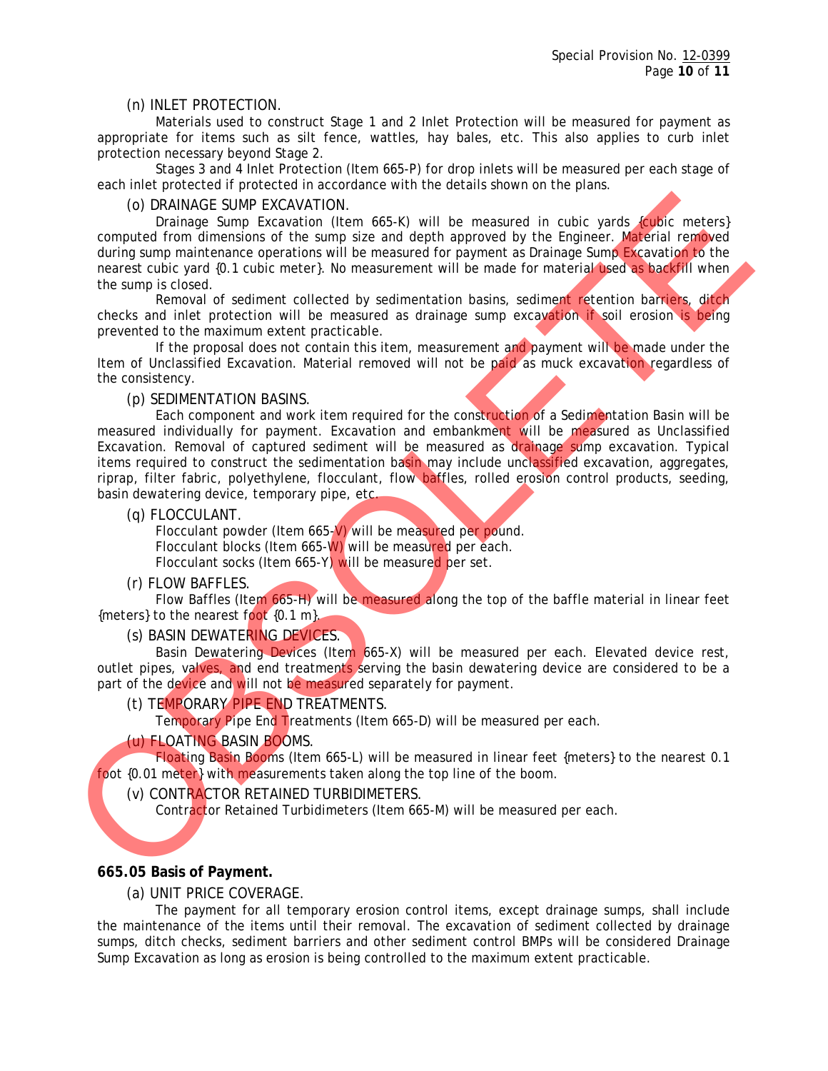(n) INLET PROTECTION.

Materials used to construct Stage 1 and 2 Inlet Protection will be measured for payment as appropriate for items such as silt fence, wattles, hay bales, etc. This also applies to curb inlet protection necessary beyond Stage 2.

Stages 3 and 4 Inlet Protection (Item 665-P) for drop inlets will be measured per each stage of each inlet protected if protected in accordance with the details shown on the plans.

(o) DRAINAGE SUMP EXCAVATION.

Drainage Sump Excavation (Item 665-K) will be measured in cubic yards {cubic meters} computed from dimensions of the sump size and depth approved by the Engineer. Material removed during sump maintenance operations will be measured for payment as Drainage Sump Excavation to the nearest cubic yard {0.1 cubic meter}. No measurement will be made for material used as backfill when the sump is closed.

Removal of sediment collected by sedimentation basins, sediment retention barriers, ditch checks and inlet protection will be measured as drainage sump excavation if soil erosion is being prevented to the maximum extent practicable.

If the proposal does not contain this item, measurement and payment will be made under the Item of Unclassified Excavation. Material removed will not be paid as muck excavation regardless of the consistency.

(p) SEDIMENTATION BASINS.

Each component and work item required for the construction of a Sedimentation Basin will be measured individually for payment. Excavation and embankment will be measured as Unclassified Excavation. Removal of captured sediment will be measured as drainage sump excavation. Typical items required to construct the sedimentation basin may include unclassified excavation, aggregates, riprap, filter fabric, polyethylene, flocculant, flow baffles, rolled erosion control products, seeding, basin dewatering device, temporary pipe, etc.

(q) FLOCCULANT.

Flocculant powder (Item 665-V) will be measured per pound.
Flocculant blocks (Item 665-W) will be measured per each.
Flocculant socks (Item 665-Y) will be measured per set.

(r) FLOW BAFFLES.

Flow Baffles (Item 665-H) will be measured along the top of the baffle material in linear feet {meters} to the nearest foot {0.1 m}.

(s) BASIN DEWATERING DEVICES.

Basin Dewatering Devices (Item 665-X) will be measured per each. Elevated device rest, outlet pipes, valves, and end treatments serving the basin dewatering device are considered to be a part of the device and will not be measured separately for payment.

(t) TEMPORARY PIPE END TREATMENTS.

Temporary Pipe End Treatments (Item 665-D) will be measured per each.

(u) FLOATING BASIN BOOMS.

Floating Basin Booms (Item 665-L) will be measured in linear feet {meters} to the nearest 0.1 foot {0.01 meter} with measurements taken along the top line of the boom.

(v) CONTRACTOR RETAINED TURBIDIMETERS.

Contractor Retained Turbidimeters (Item 665-M) will be measured per each.

**665.05 Basis of Payment.**

(a) UNIT PRICE COVERAGE.

The payment for all temporary erosion control items, except drainage sumps, shall include the maintenance of the items until their removal. The excavation of sediment collected by drainage sumps, ditch checks, sediment barriers and other sediment control BMPs will be considered Drainage Sump Excavation as long as erosion is being controlled to the maximum extent practicable.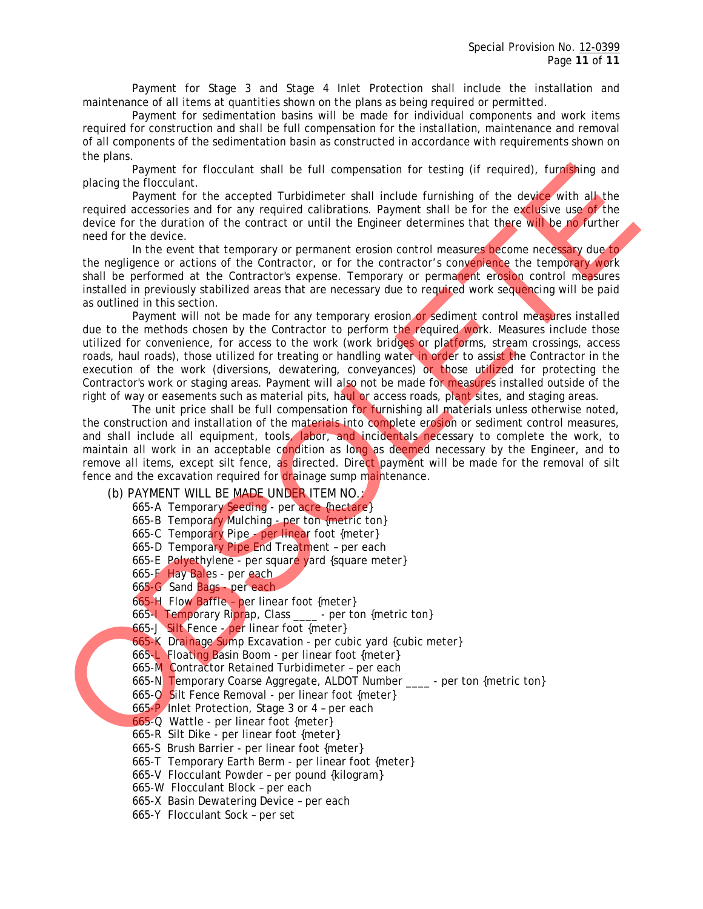Payment for Stage 3 and Stage 4 Inlet Protection shall include the installation and maintenance of all items at quantities shown on the plans as being required or permitted.

Payment for sedimentation basins will be made for individual components and work items required for construction and shall be full compensation for the installation, maintenance and removal of all components of the sedimentation basin as constructed in accordance with requirements shown on the plans.

Payment for flocculant shall be full compensation for testing (if required), furnishing and placing the flocculant.

Payment for the accepted Turbidimeter shall include furnishing of the device with all the required accessories and for any required calibrations. Payment shall be for the exclusive use of the device for the duration of the contract or until the Engineer determines that there will be no further need for the device.

In the event that temporary or permanent erosion control measures become necessary due to the negligence or actions of the Contractor, or for the contractor's convenience the temporary work shall be performed at the Contractor's expense. Temporary or permanent erosion control measures installed in previously stabilized areas that are necessary due to required work sequencing will be paid as outlined in this section.

Payment will not be made for any temporary erosion or sediment control measures installed due to the methods chosen by the Contractor to perform the required work. Measures include those utilized for convenience, for access to the work (work bridges or platforms, stream crossings, access roads, haul roads), those utilized for treating or handling water in order to assist the Contractor in the execution of the work (diversions, dewatering, conveyances) or those utilized for protecting the Contractor's work or staging areas. Payment will also not be made for measures installed outside of the right of way or easements such as material pits, haul or access roads, plant sites, and staging areas.

The unit price shall be full compensation for furnishing all materials unless otherwise noted, the construction and installation of the materials into complete erosion or sediment control measures, and shall include all equipment, tools, labor, and incidentals necessary to complete the work, to maintain all work in an acceptable condition as long as deemed necessary by the Engineer, and to remove all items, except silt fence, as directed. Direct payment will be made for the removal of silt fence and the excavation required for drainage sump maintenance.

(b) PAYMENT WILL BE MADE UNDER ITEM NO.:

665-A Temporary Seeding - per acre {hectare}
665-B Temporary Mulching - per ton {metric ton}
665-C Temporary Pipe - per linear foot {meter}
665-D Temporary Pipe End Treatment – per each
665-E Polyethylene - per square yard {square meter}
665-F Hay Bales - per each
665-G Sand Bags - per each
665-H Flow Baffle - per linear foot {meter}
665-I Temporary Riprap, Class ____ - per ton {metric ton}
665-J Silt Fence - per linear foot {meter}
665-K Drainage Sump Excavation - per cubic yard {cubic meter}
665-L Floating Basin Boom - per linear foot {meter}
665-M Contractor Retained Turbidimeter – per each
665-N Temporary Coarse Aggregate, ALDOT Number ____ - per ton {metric ton}
665-O Silt Fence Removal - per linear foot {meter}
665-P Inlet Protection, Stage 3 or 4 – per each
665-Q Wattle - per linear foot {meter}
665-R Silt Dike - per linear foot {meter}
665-S Brush Barrier - per linear foot {meter}
665-T Temporary Earth Berm - per linear foot {meter}
665-V Flocculant Powder – per pound {kilogram}
665-W Flocculant Block – per each
665-X Basin Dewatering Device – per each
665-Y Flocculant Sock – per set